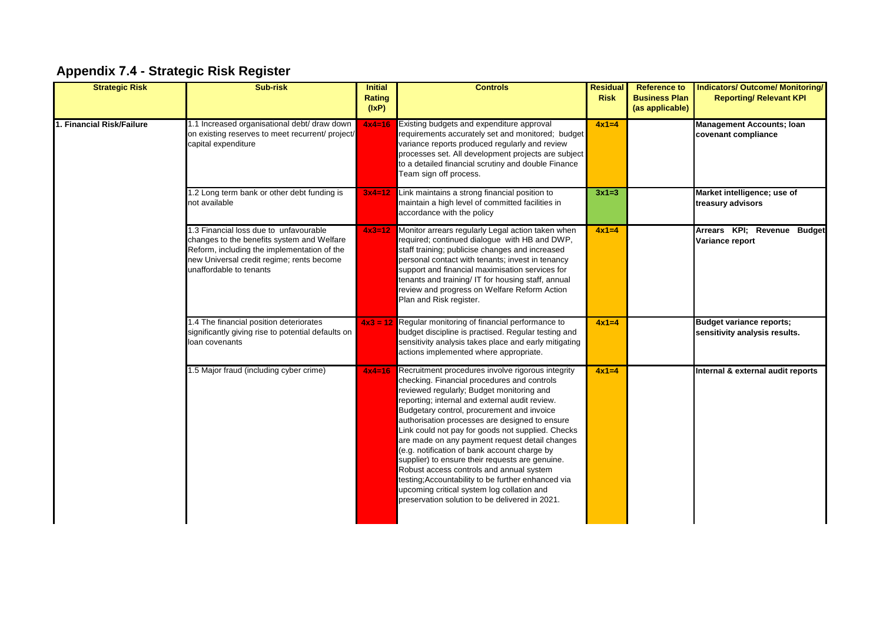## Appendix 7.4 - Strategic Risk Register

| Strategic Risk | Sub-risk | Initial Rating (IxP) | Controls | Residual Risk | Reference to Business Plan (as applicable) | Indicators/ Outcome/ Monitoring/ Reporting/ Relevant KPI |
|---|---|---|---|---|---|---|
| **1. Financial Risk/Failure** | 1.1 Increased organisational debt/ draw down on existing reserves to meet recurrent/ project/ capital expenditure | 4x4=16 | Existing budgets and expenditure approval requirements accurately set and monitored; budget variance reports produced regularly and review processes set. All development projects are subject to a detailed financial scrutiny and double Finance Team sign off process. | 4x1=4 | | **Management Accounts; loan covenant compliance** |
| | 1.2 Long term bank or other debt funding is not available | 3x4=12 | Link maintains a strong financial position to maintain a high level of committed facilities in accordance with the policy | 3x1=3 | | **Market intelligence; use of treasury advisors** |
| | 1.3 Financial loss due to unfavourable changes to the benefits system and Welfare Reform, including the implementation of the new Universal credit regime; rents become unaffordable to tenants | 4x3=12 | Monitor arrears regularly Legal action taken when required; continued dialogue with HB and DWP, staff training; publicise changes and increased personal contact with tenants; invest in tenancy support and financial maximisation services for tenants and training/ IT for housing staff, annual review and progress on Welfare Reform Action Plan and Risk register. | 4x1=4 | | **Arrears KPI; Revenue Budget Variance report** |
| | 1.4 The financial position deteriorates significantly giving rise to potential defaults on loan covenants | 4x3 = 12 | Regular monitoring of financial performance to budget discipline is practised. Regular testing and sensitivity analysis takes place and early mitigating actions implemented where appropriate. | 4x1=4 | | **Budget variance reports; sensitivity analysis results.** |
| | 1.5 Major fraud (including cyber crime) | 4x4=16 | Recruitment procedures involve rigorous integrity checking. Financial procedures and controls reviewed regularly; Budget monitoring and reporting; internal and external audit review. Budgetary control, procurement and invoice authorisation processes are designed to ensure Link could not pay for goods not supplied. Checks are made on any payment request detail changes (e.g. notification of bank account charge by supplier) to ensure their requests are genuine. Robust access controls and annual system testing;Accountability to be further enhanced via upcoming critical system log collation and preservation solution to be delivered in 2021. | 4x1=4 | | **Internal & external audit reports** |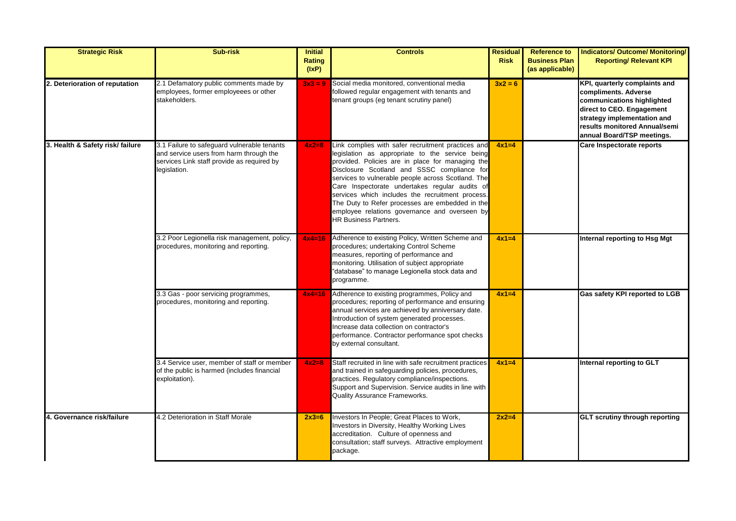| Strategic Risk | Sub-risk | Initial Rating (IxP) | Controls | Residual Risk | Reference to Business Plan (as applicable) | Indicators/ Outcome/ Monitoring/ Reporting/ Relevant KPI |
|---|---|---|---|---|---|---|
| 2. Deterioration of reputation | 2.1 Defamatory public comments made by employees, former employeees or other stakeholders. | 3x3 = 9 | Social media monitored, conventional media followed regular engagement with tenants and tenant groups (eg tenant scrutiny panel) | 3x2 = 6 | | **KPI, quarterly complaints and compliments. Adverse communications highlighted direct to CEO. Engagement strategy implementation and results monitored Annual/semi annual Board/TSP meetings.** |
| 3. Health & Safety risk/ failure | 3.1 Failure to safeguard vulnerable tenants and service users from harm through the services Link staff provide as required by legislation. | 4x2=8 | Link complies with safer recruitment practices and legislation as appropriate to the service being provided. Policies are in place for managing the Disclosure Scotland and SSSC compliance for services to vulnerable people across Scotland. The Care Inspectorate undertakes regular audits of services which includes the recruitment process. The Duty to Refer processes are embedded in the employee relations governance and overseen by HR Business Partners. | 4x1=4 | | **Care Inspectorate reports** |
| | 3.2 Poor Legionella risk management, policy, procedures, monitoring and reporting. | 4x4=16 | Adherence to existing Policy, Written Scheme and procedures; undertaking Control Scheme measures, reporting of performance and monitoring. Utilisation of subject appropriate "database" to manage Legionella stock data and programme. | 4x1=4 | | **Internal reporting to Hsg Mgt** |
| | 3.3 Gas - poor servicing programmes, procedures, monitoring and reporting. | 4x4=16 | Adherence to existing programmes, Policy and procedures; reporting of performance and ensuring annual services are achieved by anniversary date. Introduction of system generated processes. Increase data collection on contractor's performance. Contractor performance spot checks by external consultant. | 4x1=4 | | **Gas safety KPI reported to LGB** |
| | 3.4 Service user, member of staff or member of the public is harmed (includes financial exploitation). | 4x2=8 | Staff recruited in line with safe recruitment practices and trained in safeguarding policies, procedures, practices. Regulatory compliance/inspections. Support and Supervision. Service audits in line with Quality Assurance Frameworks. | 4x1=4 | | **Internal reporting to GLT** |
| 4. Governance risk/failure | 4.2 Deterioration in Staff Morale | 2x3=6 | Investors In People; Great Places to Work, Investors in Diversity, Healthy Working Lives accreditation. Culture of openness and consultation; staff surveys. Attractive employment package. | 2x2=4 | | **GLT scrutiny through reporting** |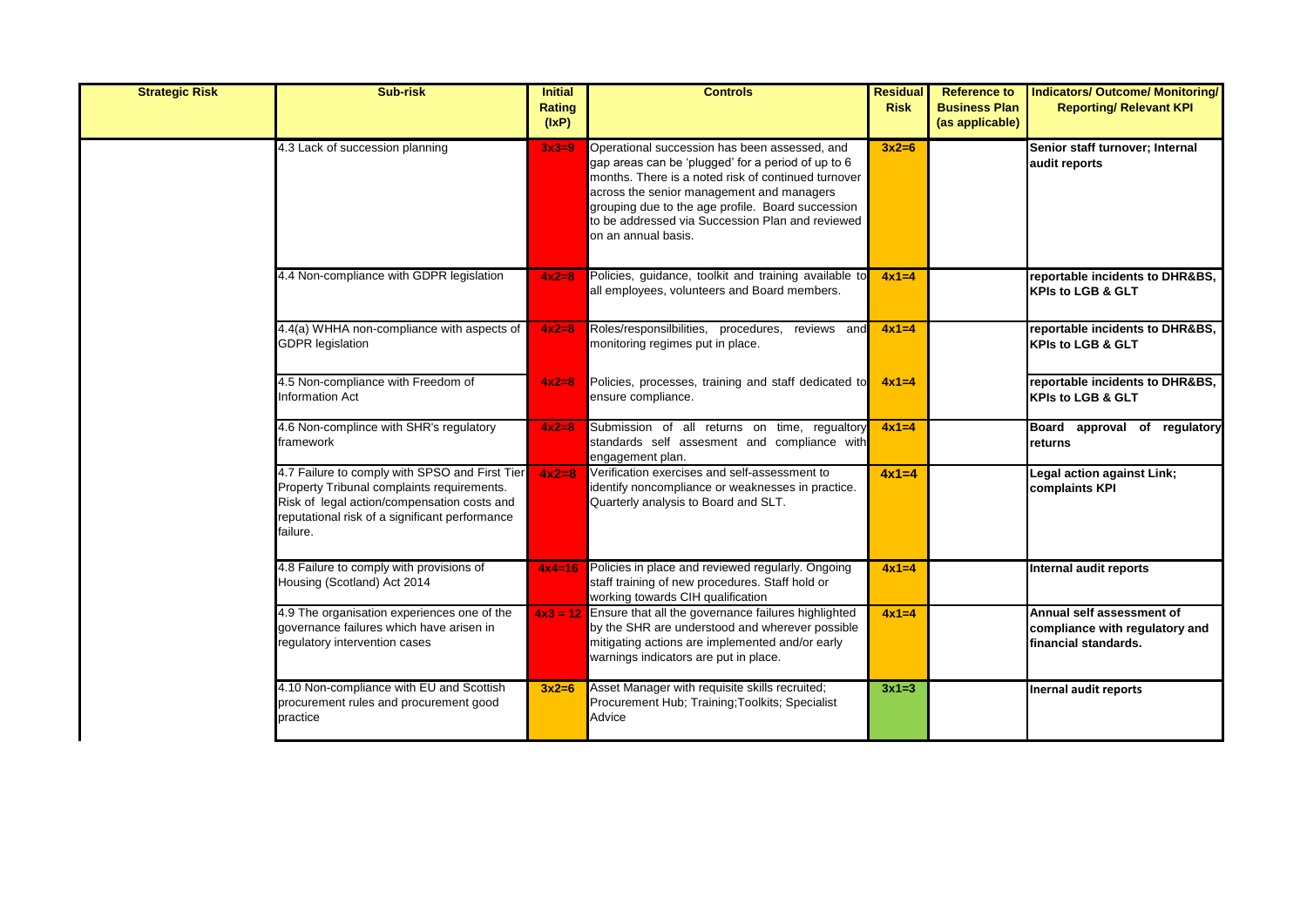| Strategic Risk | Sub-risk | Initial Rating (IxP) | Controls | Residual Risk | Reference to Business Plan (as applicable) | Indicators/ Outcome/ Monitoring/ Reporting/ Relevant KPI |
|---|---|---|---|---|---|---|
| | 4.3 Lack of succession planning | 3x3=9 | Operational succession has been assessed, and gap areas can be 'plugged' for a period of up to 6 months. There is a noted risk of continued turnover across the senior management and managers grouping due to the age profile. Board succession to be addressed via Succession Plan and reviewed on an annual basis. | 3x2=6 | | **Senior staff turnover; Internal audit reports** |
| | 4.4 Non-compliance with GDPR legislation | 4x2=8 | Policies, guidance, toolkit and training available to all employees, volunteers and Board members. | 4x1=4 | | **reportable incidents to DHR&BS, KPIs to LGB & GLT** |
| | 4.4(a) WHHA non-compliance with aspects of GDPR legislation | 4x2=8 | Roles/responsilbilities, procedures, reviews and monitoring regimes put in place. | 4x1=4 | | **reportable incidents to DHR&BS, KPIs to LGB & GLT** |
| | 4.5 Non-compliance with Freedom of Information Act | 4x2=8 | Policies, processes, training and staff dedicated to ensure compliance. | 4x1=4 | | **reportable incidents to DHR&BS, KPIs to LGB & GLT** |
| | 4.6 Non-complince with SHR's regulatory framework | 4x2=8 | Submission of all returns on time, regualtory standards self assesment and compliance with engagement plan. | 4x1=4 | | **Board approval of regulatory returns** |
| | 4.7 Failure to comply with SPSO and First Tier Property Tribunal complaints requirements. Risk of legal action/compensation costs and reputational risk of a significant performance failure. | 4x2=8 | Verification exercises and self-assessment to identify noncompliance or weaknesses in practice. Quarterly analysis to Board and SLT. | 4x1=4 | | **Legal action against Link; complaints KPI** |
| | 4.8 Failure to comply with provisions of Housing (Scotland) Act 2014 | 4x4=16 | Policies in place and reviewed regularly. Ongoing staff training of new procedures. Staff hold or working towards CIH qualification | 4x1=4 | | **Internal audit reports** |
| | 4.9 The organisation experiences one of the governance failures which have arisen in regulatory intervention cases | 4x3 = 12 | Ensure that all the governance failures highlighted by the SHR are understood and wherever possible mitigating actions are implemented and/or early warnings indicators are put in place. | 4x1=4 | | **Annual self assessment of compliance with regulatory and financial standards.** |
| | 4.10 Non-compliance with EU and Scottish procurement rules and procurement good practice | 3x2=6 | Asset Manager with requisite skills recruited; Procurement Hub; Training;Toolkits; Specialist Advice | 3x1=3 | | **Inernal audit reports** |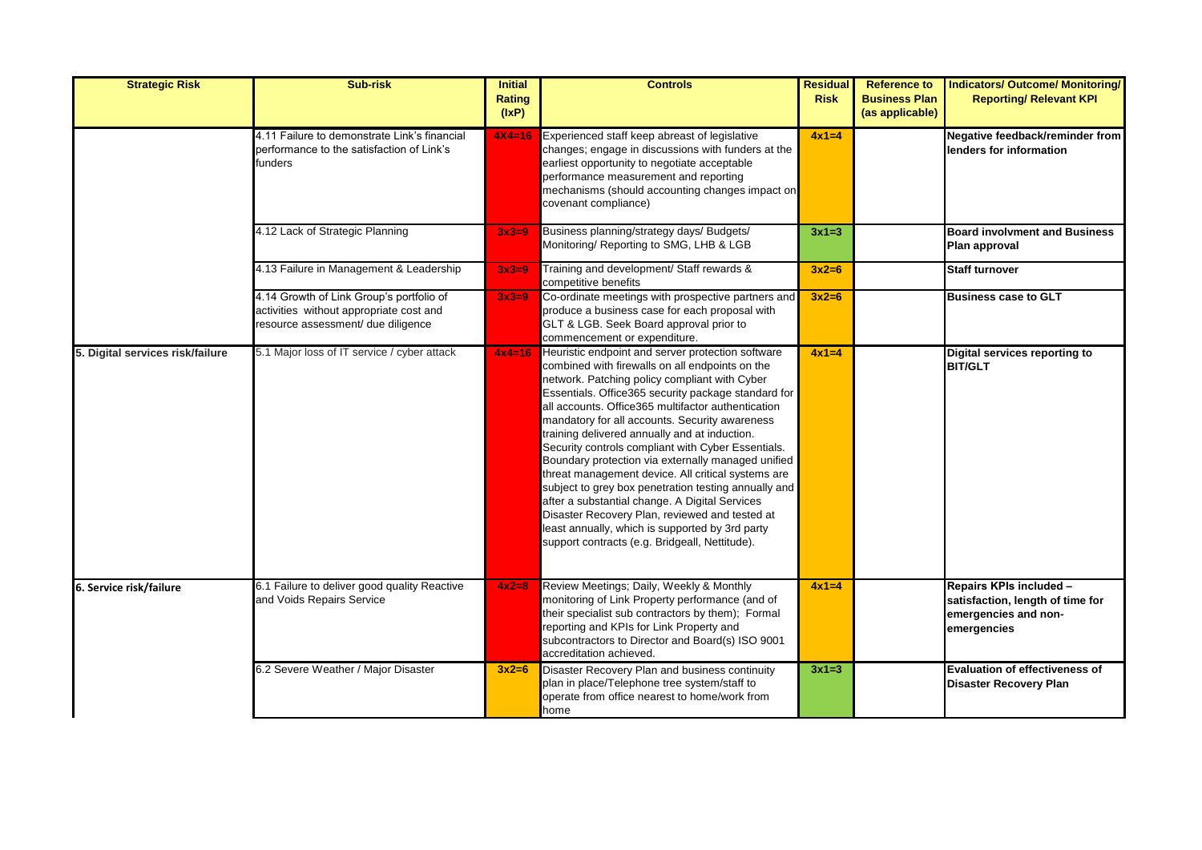| Strategic Risk | Sub-risk | Initial Rating (IxP) | Controls | Residual Risk | Reference to Business Plan (as applicable) | Indicators/ Outcome/ Monitoring/ Reporting/ Relevant KPI |
|---|---|---|---|---|---|---|
| | 4.11 Failure to demonstrate Link's financial performance to the satisfaction of Link's funders | 4X4=16 | Experienced staff keep abreast of legislative changes; engage in discussions with funders at the earliest opportunity to negotiate acceptable performance measurement and reporting mechanisms (should accounting changes impact on covenant compliance) | 4x1=4 | | **Negative feedback/reminder from lenders for information** |
| | 4.12 Lack of Strategic Planning | 3x3=9 | Business planning/strategy days/ Budgets/ Monitoring/ Reporting to SMG, LHB & LGB | 3x1=3 | | **Board involvment and Business Plan approval** |
| | 4.13 Failure in Management & Leadership | 3x3=9 | Training and development/ Staff rewards & competitive benefits | 3x2=6 | | **Staff turnover** |
| | 4.14 Growth of Link Group's portfolio of activities without appropriate cost and resource assessment/ due diligence | 3x3=9 | Co-ordinate meetings with prospective partners and produce a business case for each proposal with GLT & LGB. Seek Board approval prior to commencement or expenditure. | 3x2=6 | | **Business case to GLT** |
| **5. Digital services risk/failure** | 5.1 Major loss of IT service / cyber attack | 4x4=16 | Heuristic endpoint and server protection software combined with firewalls on all endpoints on the network. Patching policy compliant with Cyber Essentials. Office365 security package standard for all accounts. Office365 multifactor authentication mandatory for all accounts. Security awareness training delivered annually and at induction. Security controls compliant with Cyber Essentials. Boundary protection via externally managed unified threat management device. All critical systems are subject to grey box penetration testing annually and after a substantial change. A Digital Services Disaster Recovery Plan, reviewed and tested at least annually, which is supported by 3rd party support contracts (e.g. Bridgeall, Nettitude). | 4x1=4 | | **Digital services reporting to BIT/GLT** |
| **6. Service risk/failure** | 6.1 Failure to deliver good quality Reactive and Voids Repairs Service | 4x2=8 | Review Meetings; Daily, Weekly & Monthly monitoring of Link Property performance (and of their specialist sub contractors by them); Formal reporting and KPIs for Link Property and subcontractors to Director and Board(s) ISO 9001 accreditation achieved. | 4x1=4 | | **Repairs KPIs included – satisfaction, length of time for emergencies and non-emergencies** |
| | 6.2 Severe Weather / Major Disaster | 3x2=6 | Disaster Recovery Plan and business continuity plan in place/Telephone tree system/staff to operate from office nearest to home/work from home | 3x1=3 | | **Evaluation of effectiveness of Disaster Recovery Plan** |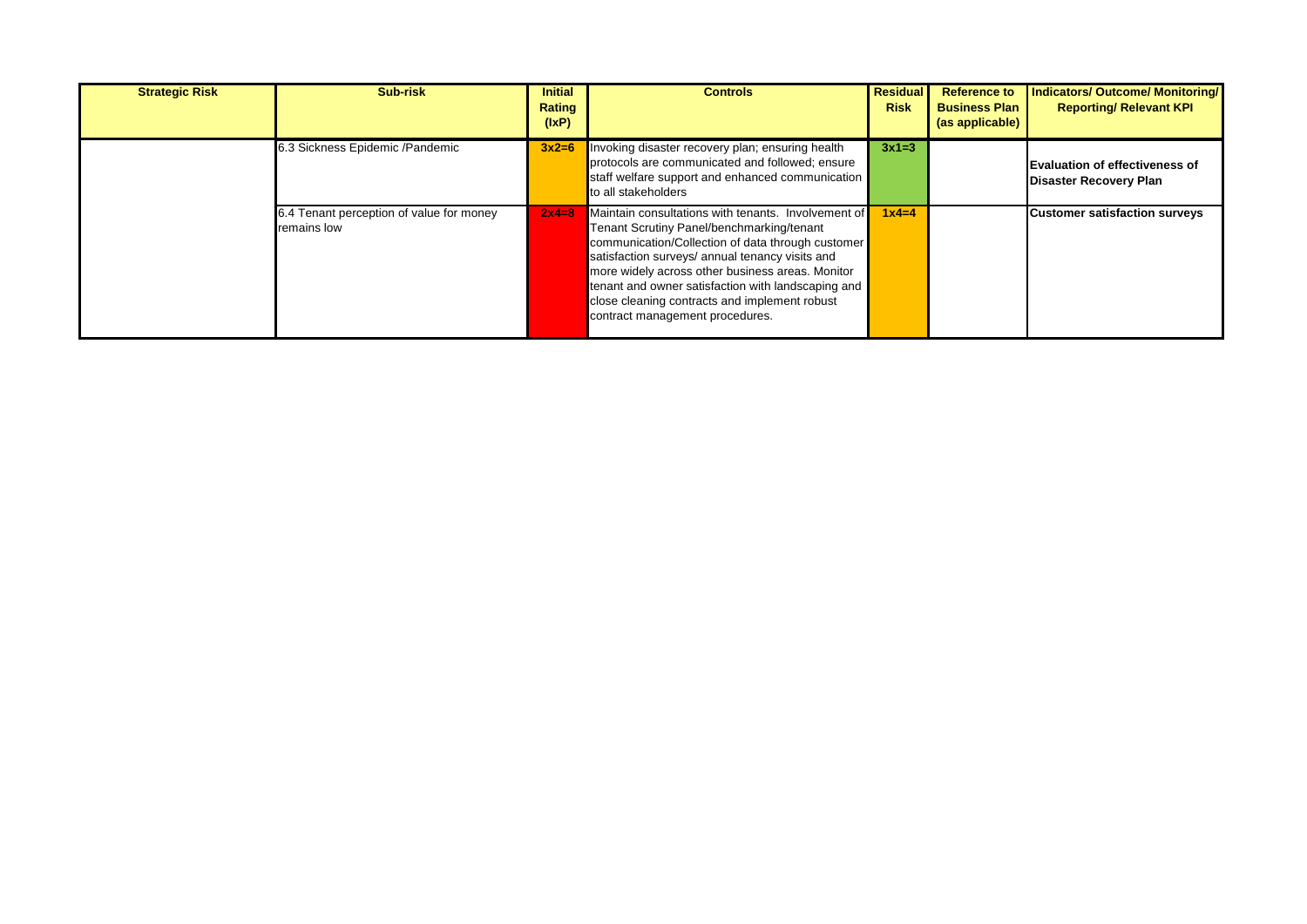| Strategic Risk | Sub-risk | Initial Rating (IxP) | Controls | Residual Risk | Reference to Business Plan (as applicable) | Indicators/ Outcome/ Monitoring/ Reporting/ Relevant KPI |
|---|---|---|---|---|---|---|
| | 6.3 Sickness Epidemic /Pandemic | 3x2=6 | Invoking disaster recovery plan; ensuring health protocols are communicated and followed; ensure staff welfare support and enhanced communication to all stakeholders | 3x1=3 | | **Evaluation of effectiveness of Disaster Recovery Plan** |
| | 6.4 Tenant perception of value for money remains low | 2x4=8 | Maintain consultations with tenants. Involvement of Tenant Scrutiny Panel/benchmarking/tenant communication/Collection of data through customer satisfaction surveys/ annual tenancy visits and more widely across other business areas. Monitor tenant and owner satisfaction with landscaping and close cleaning contracts and implement robust contract management procedures. | 1x4=4 | | **Customer satisfaction surveys** |